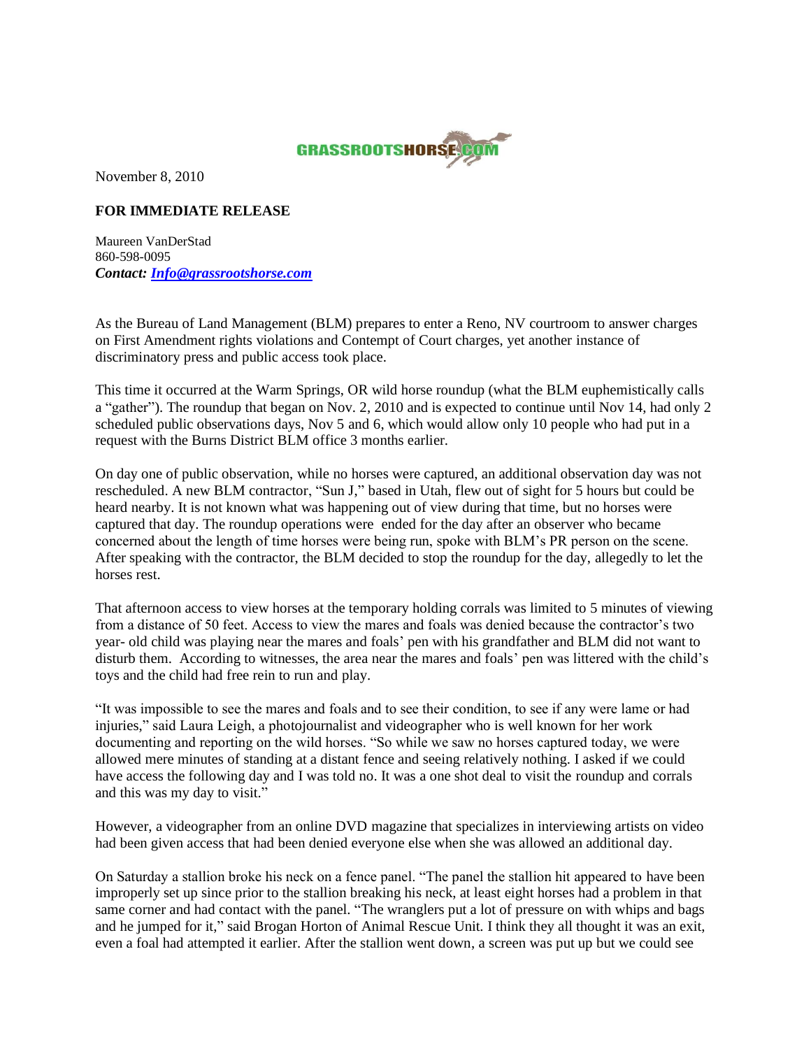GRASSROOTSHORSE.COM

November 8, 2010

**FOR IMMEDIATE RELEASE**

Maureen VanDerStad
860-598-0095
***Contact: [Info@grassrootshorse.com](mailto:Info@grassrootshorse.com)***

As the Bureau of Land Management (BLM) prepares to enter a Reno, NV courtroom to answer charges on First Amendment rights violations and Contempt of Court charges, yet another instance of discriminatory press and public access took place.

This time it occurred at the Warm Springs, OR wild horse roundup (what the BLM euphemistically calls a "gather"). The roundup that began on Nov. 2, 2010 and is expected to continue until Nov 14, had only 2 scheduled public observations days, Nov 5 and 6, which would allow only 10 people who had put in a request with the Burns District BLM office 3 months earlier.

On day one of public observation, while no horses were captured, an additional observation day was not rescheduled. A new BLM contractor, "Sun J," based in Utah, flew out of sight for 5 hours but could be heard nearby. It is not known what was happening out of view during that time, but no horses were captured that day. The roundup operations were ended for the day after an observer who became concerned about the length of time horses were being run, spoke with BLM's PR person on the scene. After speaking with the contractor, the BLM decided to stop the roundup for the day, allegedly to let the horses rest.

That afternoon access to view horses at the temporary holding corrals was limited to 5 minutes of viewing from a distance of 50 feet. Access to view the mares and foals was denied because the contractor's two year- old child was playing near the mares and foals' pen with his grandfather and BLM did not want to disturb them. According to witnesses, the area near the mares and foals' pen was littered with the child's toys and the child had free rein to run and play.

"It was impossible to see the mares and foals and to see their condition, to see if any were lame or had injuries," said Laura Leigh, a photojournalist and videographer who is well known for her work documenting and reporting on the wild horses. "So while we saw no horses captured today, we were allowed mere minutes of standing at a distant fence and seeing relatively nothing. I asked if we could have access the following day and I was told no. It was a one shot deal to visit the roundup and corrals and this was my day to visit."

However, a videographer from an online DVD magazine that specializes in interviewing artists on video had been given access that had been denied everyone else when she was allowed an additional day.

On Saturday a stallion broke his neck on a fence panel. "The panel the stallion hit appeared to have been improperly set up since prior to the stallion breaking his neck, at least eight horses had a problem in that same corner and had contact with the panel. "The wranglers put a lot of pressure on with whips and bags and he jumped for it," said Brogan Horton of Animal Rescue Unit. I think they all thought it was an exit, even a foal had attempted it earlier. After the stallion went down, a screen was put up but we could see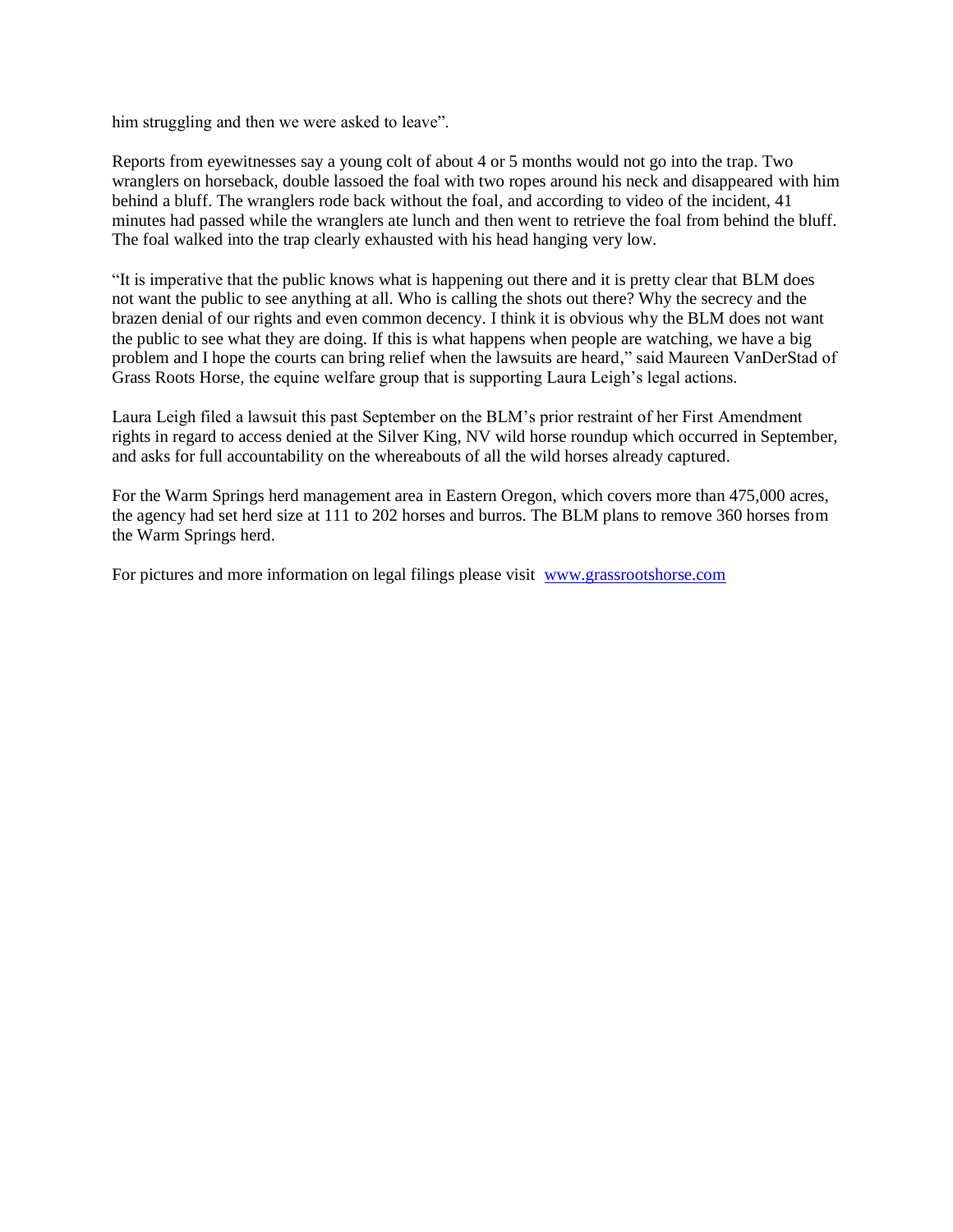him struggling and then we were asked to leave".

Reports from eyewitnesses say a young colt of about 4 or 5 months would not go into the trap. Two wranglers on horseback, double lassoed the foal with two ropes around his neck and disappeared with him behind a bluff. The wranglers rode back without the foal, and according to video of the incident, 41 minutes had passed while the wranglers ate lunch and then went to retrieve the foal from behind the bluff. The foal walked into the trap clearly exhausted with his head hanging very low.

"It is imperative that the public knows what is happening out there and it is pretty clear that BLM does not want the public to see anything at all. Who is calling the shots out there? Why the secrecy and the brazen denial of our rights and even common decency. I think it is obvious why the BLM does not want the public to see what they are doing. If this is what happens when people are watching, we have a big problem and I hope the courts can bring relief when the lawsuits are heard," said Maureen VanDerStad of Grass Roots Horse, the equine welfare group that is supporting Laura Leigh's legal actions.

Laura Leigh filed a lawsuit this past September on the BLM's prior restraint of her First Amendment rights in regard to access denied at the Silver King, NV wild horse roundup which occurred in September, and asks for full accountability on the whereabouts of all the wild horses already captured.

For the Warm Springs herd management area in Eastern Oregon, which covers more than 475,000 acres, the agency had set herd size at 111 to 202 horses and burros. The BLM plans to remove 360 horses from the Warm Springs herd.

For pictures and more information on legal filings please visit [www.grassrootshorse.com](http://www.grassrootshorse.com)